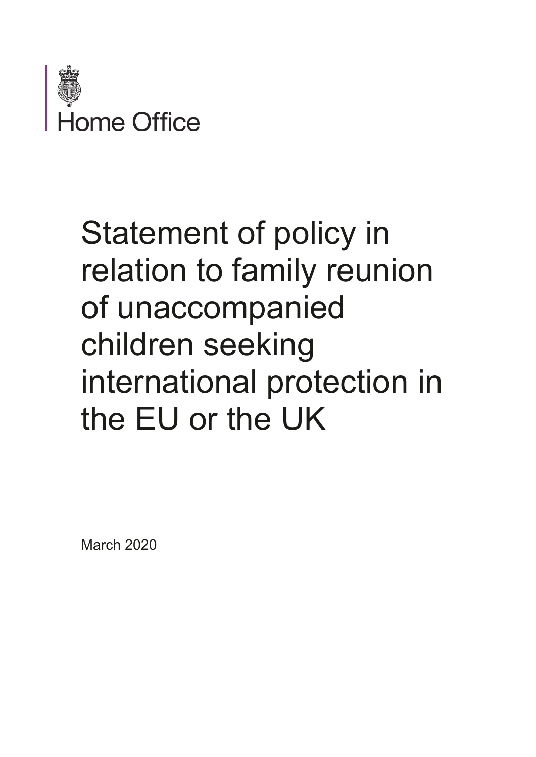Home Office

# Statement of policy in relation to family reunion of unaccompanied children seeking international protection in the EU or the UK

March 2020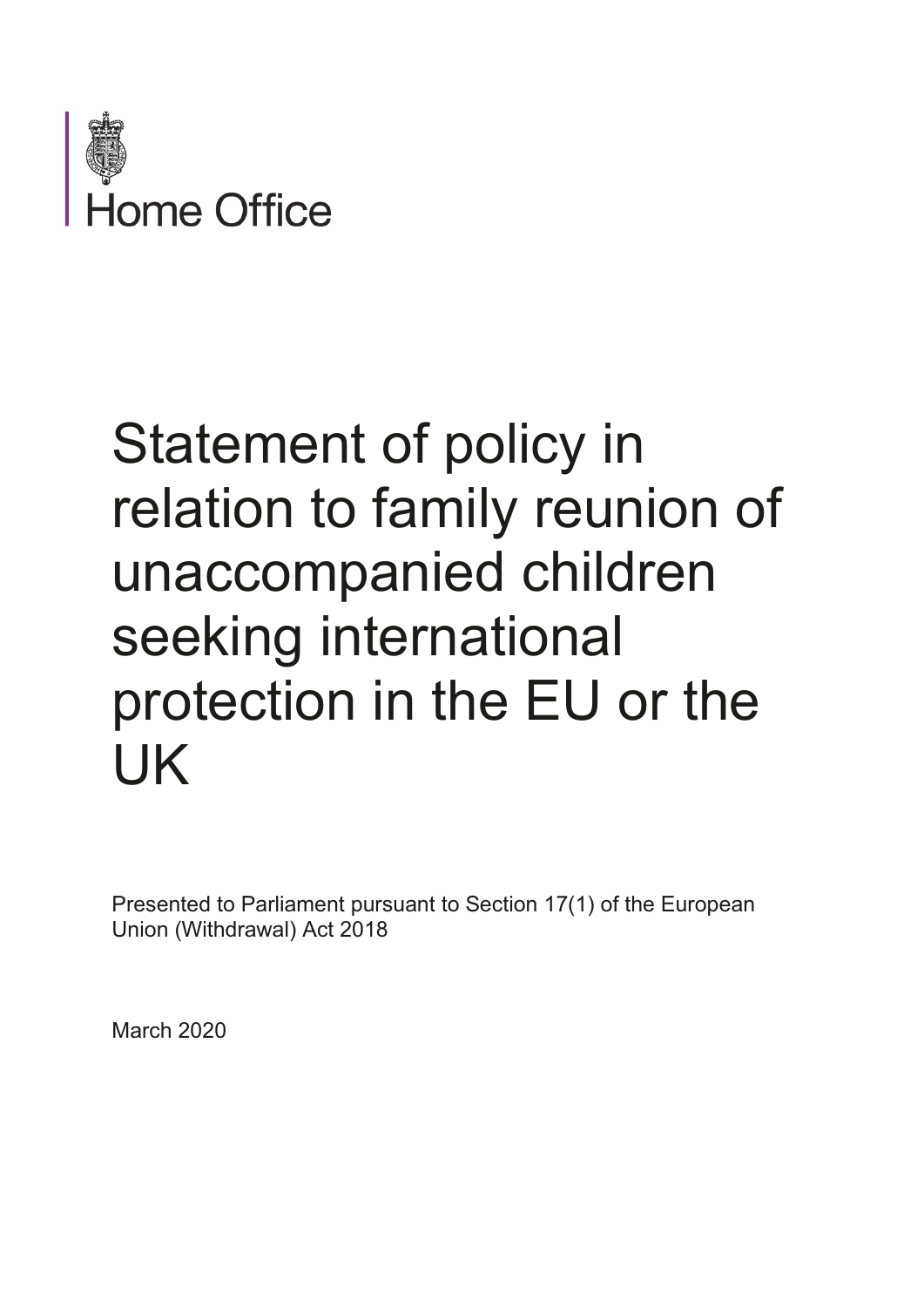Home Office

# Statement of policy in relation to family reunion of unaccompanied children seeking international protection in the EU or the UK

Presented to Parliament pursuant to Section 17(1) of the European Union (Withdrawal) Act 2018

March 2020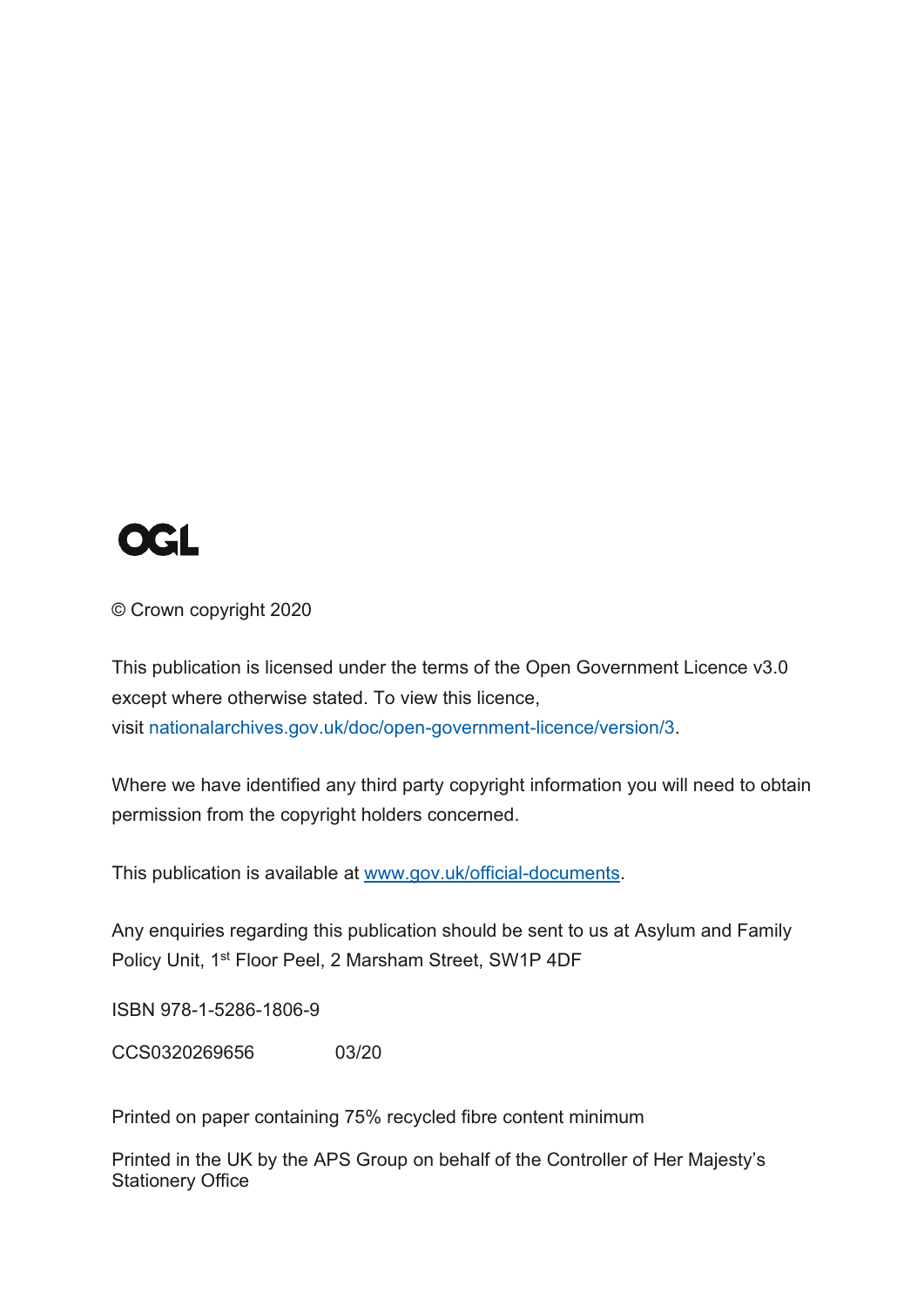OGL

© Crown copyright 2020

This publication is licensed under the terms of the Open Government Licence v3.0 except where otherwise stated. To view this licence, visit nationalarchives.gov.uk/doc/open-government-licence/version/3.

Where we have identified any third party copyright information you will need to obtain permission from the copyright holders concerned.

This publication is available at www.gov.uk/official-documents.

Any enquiries regarding this publication should be sent to us at Asylum and Family Policy Unit, 1st Floor Peel, 2 Marsham Street, SW1P 4DF

ISBN 978-1-5286-1806-9

CCS0320269656 03/20

Printed on paper containing 75% recycled fibre content minimum

Printed in the UK by the APS Group on behalf of the Controller of Her Majesty's Stationery Office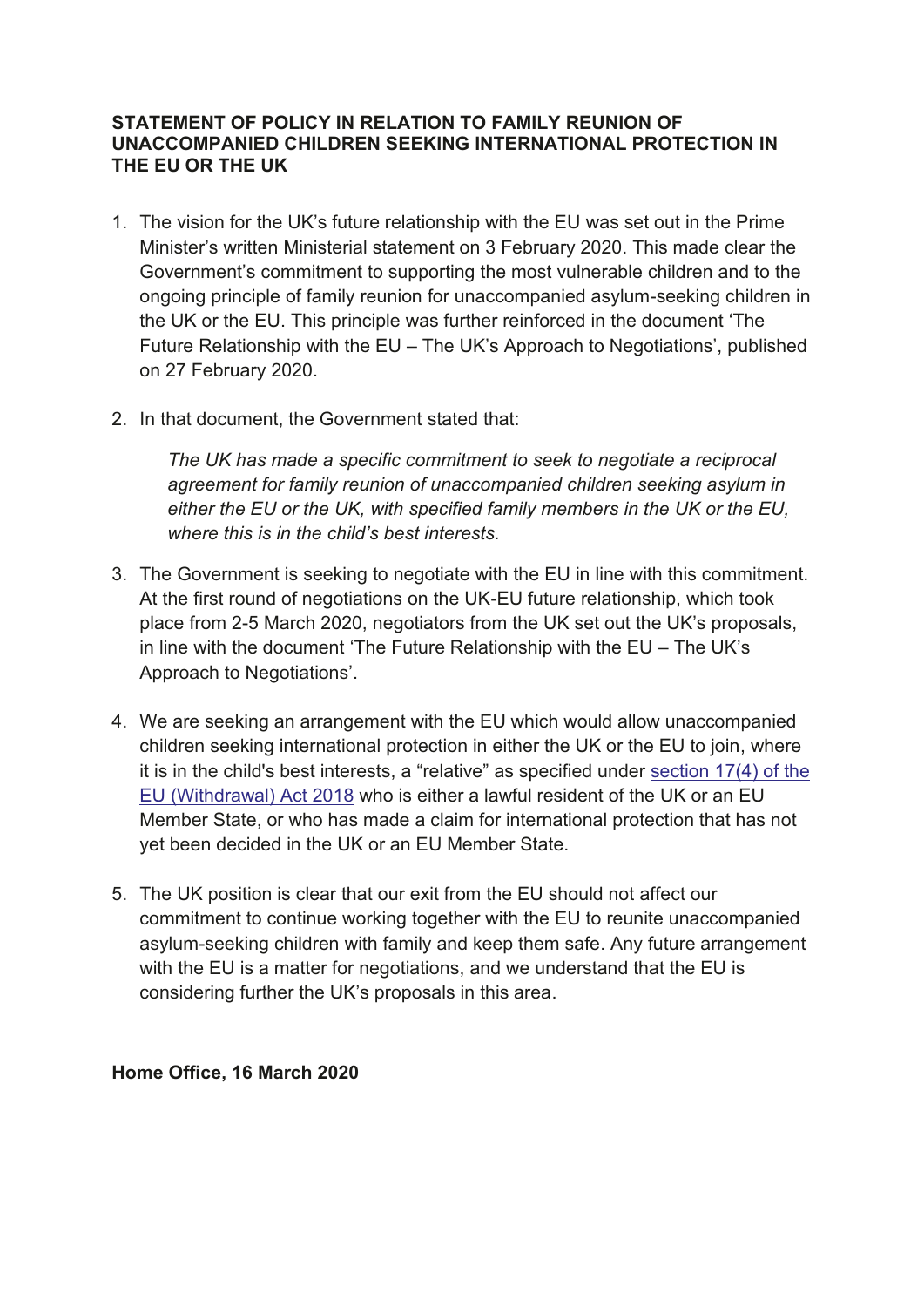**STATEMENT OF POLICY IN RELATION TO FAMILY REUNION OF UNACCOMPANIED CHILDREN SEEKING INTERNATIONAL PROTECTION IN THE EU OR THE UK**

1. The vision for the UK's future relationship with the EU was set out in the Prime Minister's written Ministerial statement on 3 February 2020. This made clear the Government's commitment to supporting the most vulnerable children and to the ongoing principle of family reunion for unaccompanied asylum-seeking children in the UK or the EU. This principle was further reinforced in the document 'The Future Relationship with the EU – The UK's Approach to Negotiations', published on 27 February 2020.

2. In that document, the Government stated that:

   *The UK has made a specific commitment to seek to negotiate a reciprocal agreement for family reunion of unaccompanied children seeking asylum in either the EU or the UK, with specified family members in the UK or the EU, where this is in the child's best interests.*

3. The Government is seeking to negotiate with the EU in line with this commitment. At the first round of negotiations on the UK-EU future relationship, which took place from 2-5 March 2020, negotiators from the UK set out the UK's proposals, in line with the document 'The Future Relationship with the EU – The UK's Approach to Negotiations'.

4. We are seeking an arrangement with the EU which would allow unaccompanied children seeking international protection in either the UK or the EU to join, where it is in the child's best interests, a "relative" as specified under section 17(4) of the EU (Withdrawal) Act 2018 who is either a lawful resident of the UK or an EU Member State, or who has made a claim for international protection that has not yet been decided in the UK or an EU Member State.

5. The UK position is clear that our exit from the EU should not affect our commitment to continue working together with the EU to reunite unaccompanied asylum-seeking children with family and keep them safe. Any future arrangement with the EU is a matter for negotiations, and we understand that the EU is considering further the UK's proposals in this area.

**Home Office, 16 March 2020**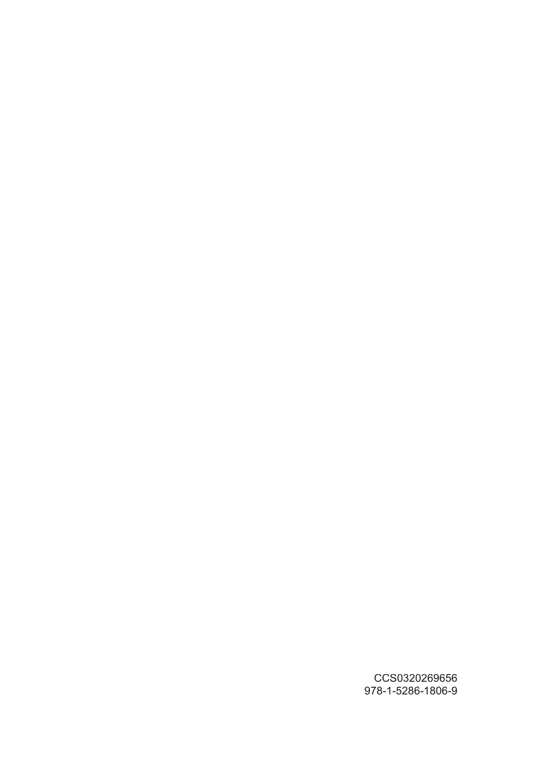CCS0320269656
978-1-5286-1806-9